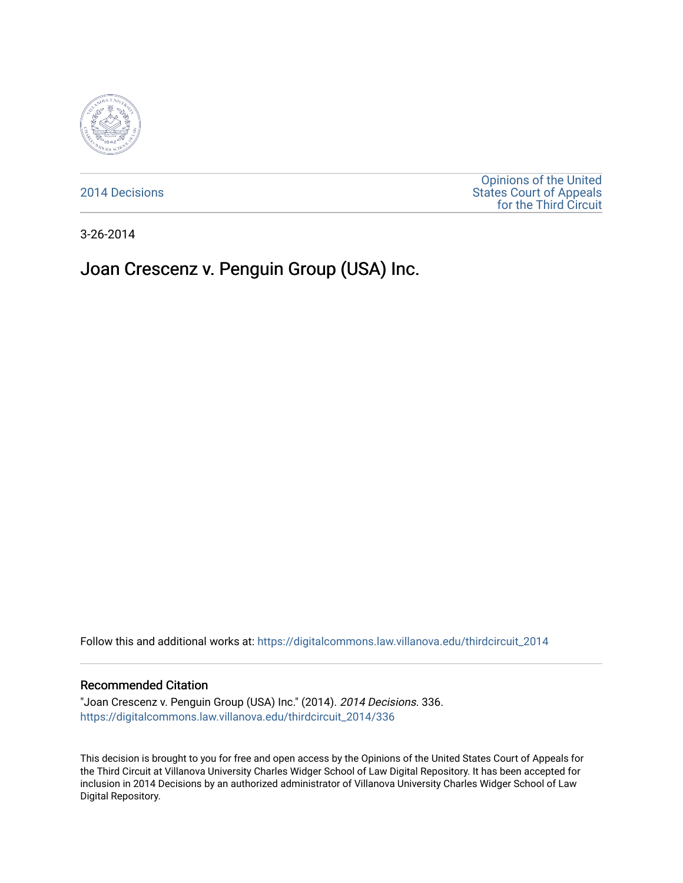2014 Decisions

Opinions of the United States Court of Appeals for the Third Circuit

3-26-2014

# Joan Crescenz v. Penguin Group (USA) Inc.

Follow this and additional works at: https://digitalcommons.law.villanova.edu/thirdcircuit_2014

## Recommended Citation

"Joan Crescenz v. Penguin Group (USA) Inc." (2014). *2014 Decisions*. 336.
https://digitalcommons.law.villanova.edu/thirdcircuit_2014/336

This decision is brought to you for free and open access by the Opinions of the United States Court of Appeals for the Third Circuit at Villanova University Charles Widger School of Law Digital Repository. It has been accepted for inclusion in 2014 Decisions by an authorized administrator of Villanova University Charles Widger School of Law Digital Repository.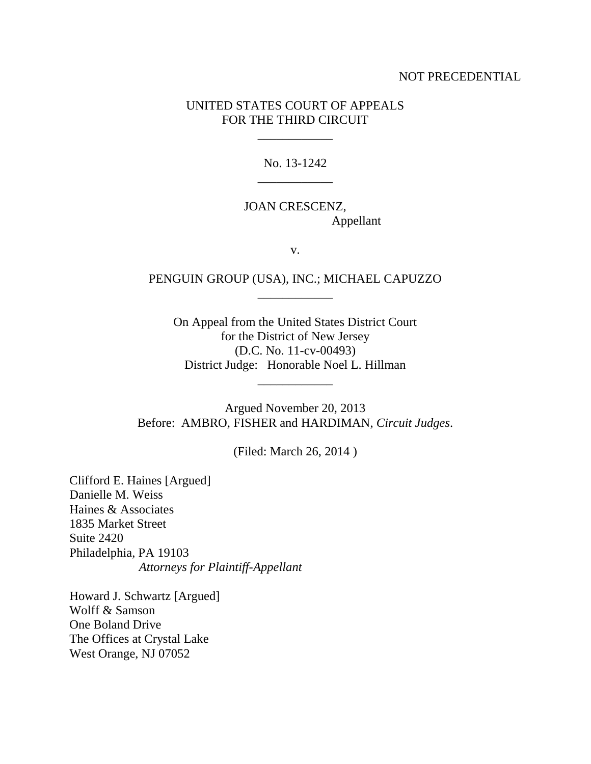NOT PRECEDENTIAL

UNITED STATES COURT OF APPEALS
FOR THE THIRD CIRCUIT

---

No. 13-1242

---

JOAN CRESCENZ,
Appellant

v.

PENGUIN GROUP (USA), INC.; MICHAEL CAPUZZO

---

On Appeal from the United States District Court
for the District of New Jersey
(D.C. No. 11-cv-00493)
District Judge: Honorable Noel L. Hillman

---

Argued November 20, 2013
Before: AMBRO, FISHER and HARDIMAN, *Circuit Judges*.

(Filed: March 26, 2014 )

Clifford E. Haines [Argued]
Danielle M. Weiss
Haines & Associates
1835 Market Street
Suite 2420
Philadelphia, PA 19103
*Attorneys for Plaintiff-Appellant*

Howard J. Schwartz [Argued]
Wolff & Samson
One Boland Drive
The Offices at Crystal Lake
West Orange, NJ 07052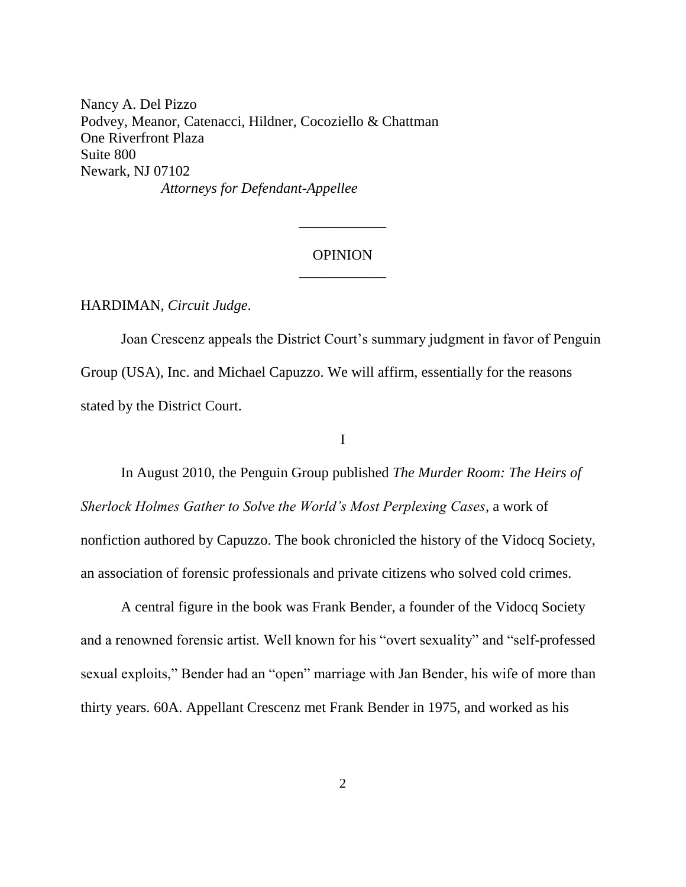Nancy A. Del Pizzo
Podvey, Meanor, Catenacci, Hildner, Cocoziello & Chattman
One Riverfront Plaza
Suite 800
Newark, NJ 07102
*Attorneys for Defendant-Appellee*

---

OPINION

---

HARDIMAN, *Circuit Judge*.

Joan Crescenz appeals the District Court's summary judgment in favor of Penguin Group (USA), Inc. and Michael Capuzzo. We will affirm, essentially for the reasons stated by the District Court.

I

In August 2010, the Penguin Group published *The Murder Room: The Heirs of Sherlock Holmes Gather to Solve the World's Most Perplexing Cases*, a work of nonfiction authored by Capuzzo. The book chronicled the history of the Vidocq Society, an association of forensic professionals and private citizens who solved cold crimes.

A central figure in the book was Frank Bender, a founder of the Vidocq Society and a renowned forensic artist. Well known for his "overt sexuality" and "self-professed sexual exploits," Bender had an "open" marriage with Jan Bender, his wife of more than thirty years. 60A. Appellant Crescenz met Frank Bender in 1975, and worked as his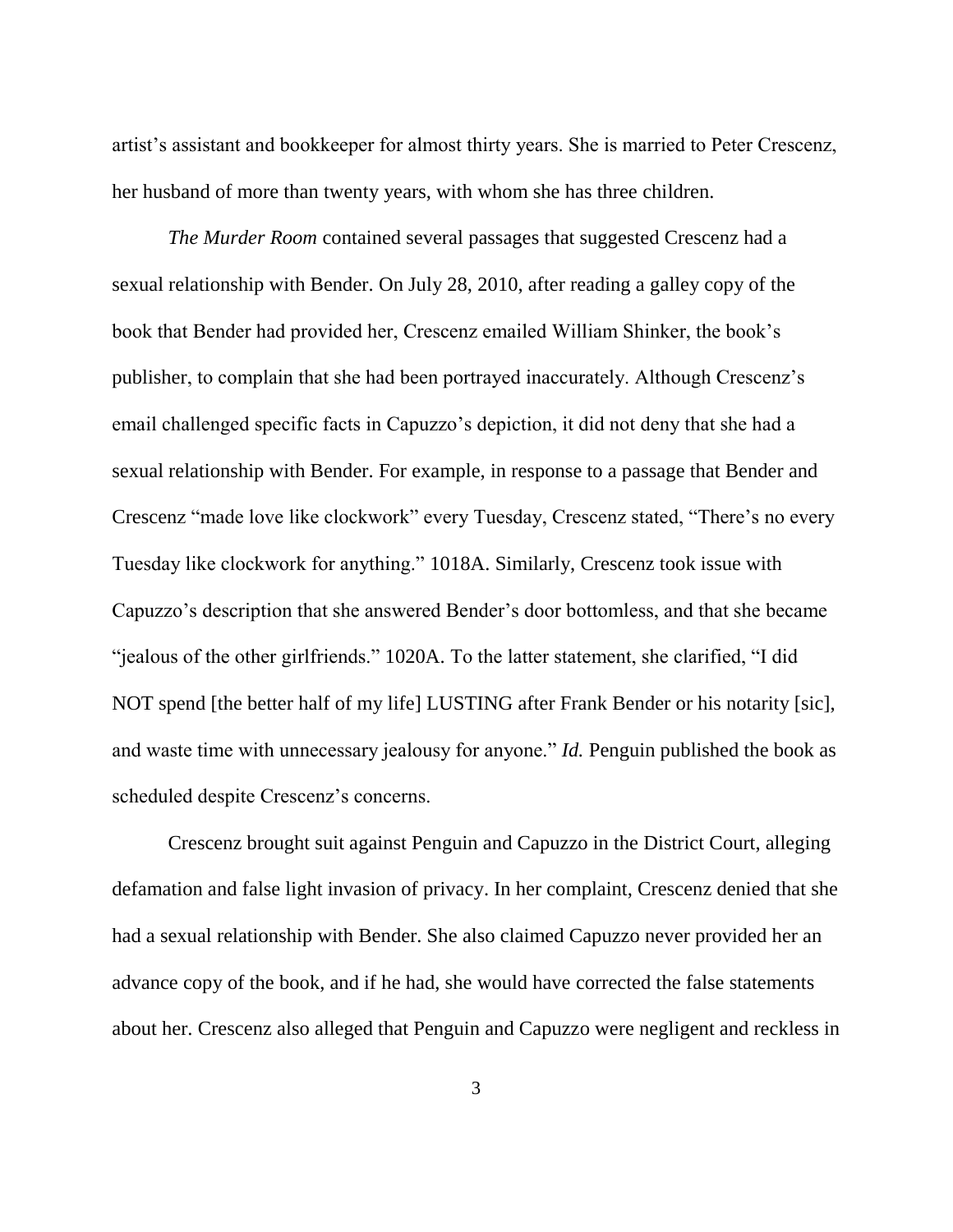artist's assistant and bookkeeper for almost thirty years. She is married to Peter Crescenz, her husband of more than twenty years, with whom she has three children.

*The Murder Room* contained several passages that suggested Crescenz had a sexual relationship with Bender. On July 28, 2010, after reading a galley copy of the book that Bender had provided her, Crescenz emailed William Shinker, the book's publisher, to complain that she had been portrayed inaccurately. Although Crescenz's email challenged specific facts in Capuzzo's depiction, it did not deny that she had a sexual relationship with Bender. For example, in response to a passage that Bender and Crescenz "made love like clockwork" every Tuesday, Crescenz stated, "There's no every Tuesday like clockwork for anything." 1018A. Similarly, Crescenz took issue with Capuzzo's description that she answered Bender's door bottomless, and that she became "jealous of the other girlfriends." 1020A. To the latter statement, she clarified, "I did NOT spend [the better half of my life] LUSTING after Frank Bender or his notarity [sic], and waste time with unnecessary jealousy for anyone." *Id.* Penguin published the book as scheduled despite Crescenz's concerns.

Crescenz brought suit against Penguin and Capuzzo in the District Court, alleging defamation and false light invasion of privacy. In her complaint, Crescenz denied that she had a sexual relationship with Bender. She also claimed Capuzzo never provided her an advance copy of the book, and if he had, she would have corrected the false statements about her. Crescenz also alleged that Penguin and Capuzzo were negligent and reckless in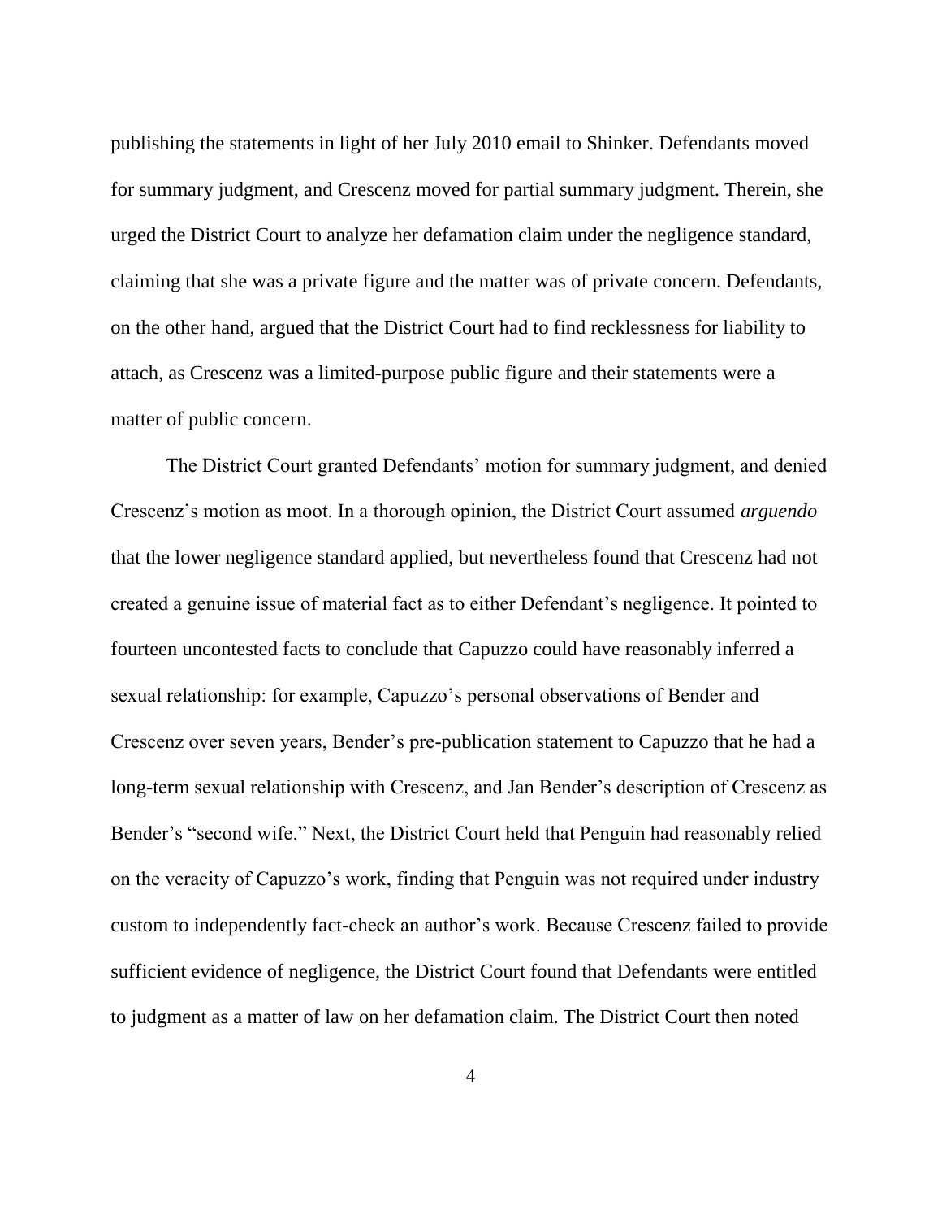publishing the statements in light of her July 2010 email to Shinker. Defendants moved for summary judgment, and Crescenz moved for partial summary judgment. Therein, she urged the District Court to analyze her defamation claim under the negligence standard, claiming that she was a private figure and the matter was of private concern. Defendants, on the other hand, argued that the District Court had to find recklessness for liability to attach, as Crescenz was a limited-purpose public figure and their statements were a matter of public concern.

The District Court granted Defendants' motion for summary judgment, and denied Crescenz's motion as moot. In a thorough opinion, the District Court assumed *arguendo* that the lower negligence standard applied, but nevertheless found that Crescenz had not created a genuine issue of material fact as to either Defendant's negligence. It pointed to fourteen uncontested facts to conclude that Capuzzo could have reasonably inferred a sexual relationship: for example, Capuzzo's personal observations of Bender and Crescenz over seven years, Bender's pre-publication statement to Capuzzo that he had a long-term sexual relationship with Crescenz, and Jan Bender's description of Crescenz as Bender's "second wife." Next, the District Court held that Penguin had reasonably relied on the veracity of Capuzzo's work, finding that Penguin was not required under industry custom to independently fact-check an author's work. Because Crescenz failed to provide sufficient evidence of negligence, the District Court found that Defendants were entitled to judgment as a matter of law on her defamation claim. The District Court then noted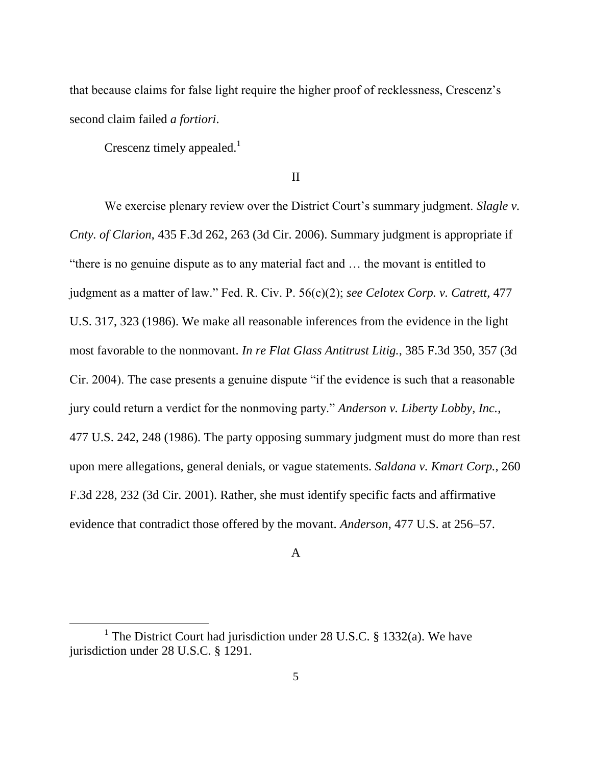that because claims for false light require the higher proof of recklessness, Crescenz's second claim failed *a fortiori*.

Crescenz timely appealed.[1]

## II

We exercise plenary review over the District Court's summary judgment. *Slagle v. Cnty. of Clarion*, 435 F.3d 262, 263 (3d Cir. 2006). Summary judgment is appropriate if "there is no genuine dispute as to any material fact and … the movant is entitled to judgment as a matter of law." Fed. R. Civ. P. 56(c)(2); *see Celotex Corp. v. Catrett*, 477 U.S. 317, 323 (1986). We make all reasonable inferences from the evidence in the light most favorable to the nonmovant. *In re Flat Glass Antitrust Litig.*, 385 F.3d 350, 357 (3d Cir. 2004). The case presents a genuine dispute "if the evidence is such that a reasonable jury could return a verdict for the nonmoving party." *Anderson v. Liberty Lobby, Inc.*, 477 U.S. 242, 248 (1986). The party opposing summary judgment must do more than rest upon mere allegations, general denials, or vague statements. *Saldana v. Kmart Corp.*, 260 F.3d 228, 232 (3d Cir. 2001). Rather, she must identify specific facts and affirmative evidence that contradict those offered by the movant. *Anderson*, 477 U.S. at 256–57.

### A

[1] The District Court had jurisdiction under 28 U.S.C. § 1332(a). We have jurisdiction under 28 U.S.C. § 1291.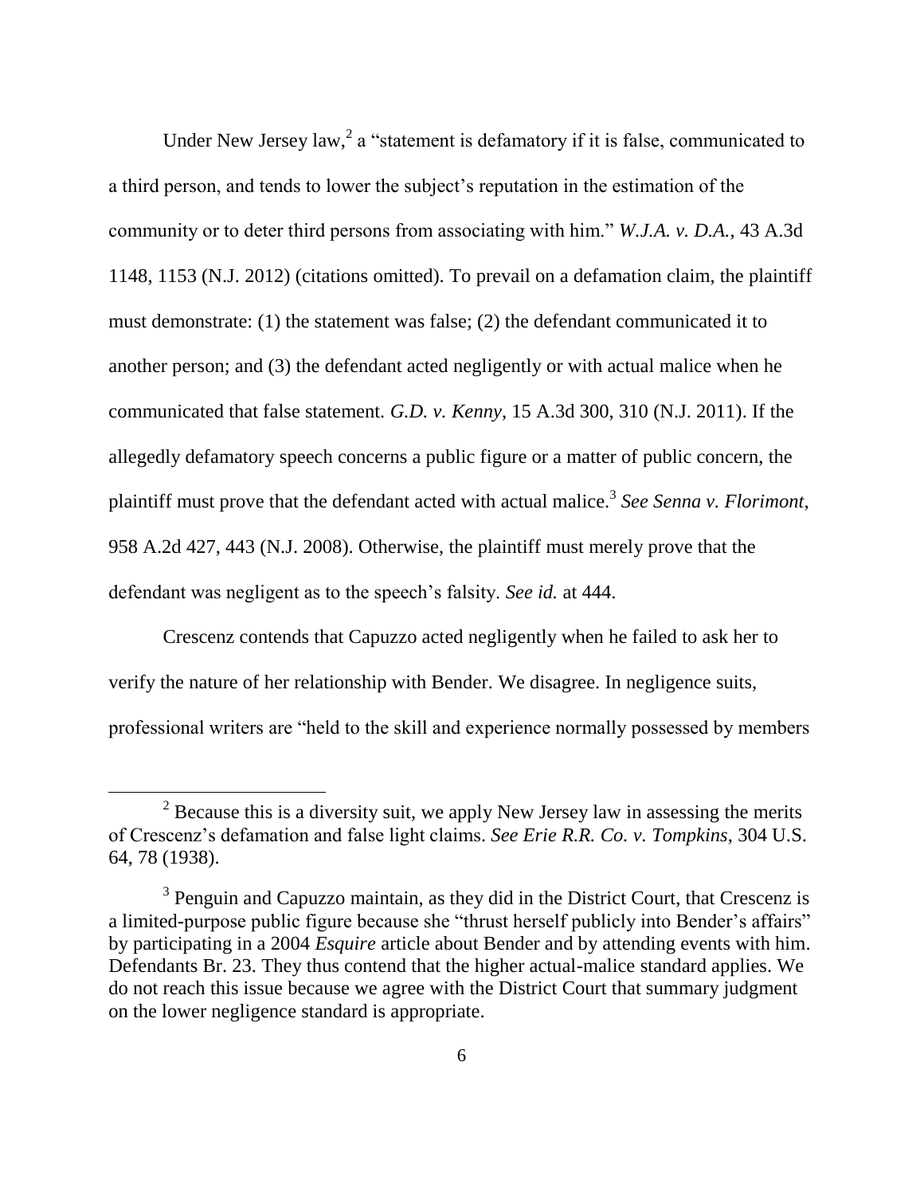Under New Jersey law,[2] a "statement is defamatory if it is false, communicated to a third person, and tends to lower the subject's reputation in the estimation of the community or to deter third persons from associating with him." *W.J.A. v. D.A.*, 43 A.3d 1148, 1153 (N.J. 2012) (citations omitted). To prevail on a defamation claim, the plaintiff must demonstrate: (1) the statement was false; (2) the defendant communicated it to another person; and (3) the defendant acted negligently or with actual malice when he communicated that false statement. *G.D. v. Kenny*, 15 A.3d 300, 310 (N.J. 2011). If the allegedly defamatory speech concerns a public figure or a matter of public concern, the plaintiff must prove that the defendant acted with actual malice.[3] *See Senna v. Florimont*, 958 A.2d 427, 443 (N.J. 2008). Otherwise, the plaintiff must merely prove that the defendant was negligent as to the speech's falsity. *See id.* at 444.

Crescenz contends that Capuzzo acted negligently when he failed to ask her to verify the nature of her relationship with Bender. We disagree. In negligence suits, professional writers are "held to the skill and experience normally possessed by members

---

[2] Because this is a diversity suit, we apply New Jersey law in assessing the merits of Crescenz's defamation and false light claims. *See Erie R.R. Co. v. Tompkins*, 304 U.S. 64, 78 (1938).

[3] Penguin and Capuzzo maintain, as they did in the District Court, that Crescenz is a limited-purpose public figure because she "thrust herself publicly into Bender's affairs" by participating in a 2004 *Esquire* article about Bender and by attending events with him. Defendants Br. 23. They thus contend that the higher actual-malice standard applies. We do not reach this issue because we agree with the District Court that summary judgment on the lower negligence standard is appropriate.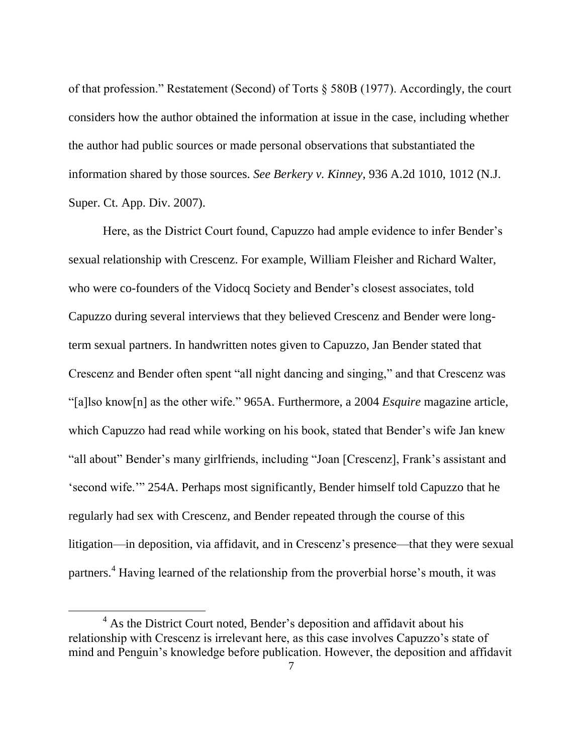of that profession." Restatement (Second) of Torts § 580B (1977). Accordingly, the court considers how the author obtained the information at issue in the case, including whether the author had public sources or made personal observations that substantiated the information shared by those sources. *See Berkery v. Kinney*, 936 A.2d 1010, 1012 (N.J. Super. Ct. App. Div. 2007).

Here, as the District Court found, Capuzzo had ample evidence to infer Bender's sexual relationship with Crescenz. For example, William Fleisher and Richard Walter, who were co-founders of the Vidocq Society and Bender's closest associates, told Capuzzo during several interviews that they believed Crescenz and Bender were long-term sexual partners. In handwritten notes given to Capuzzo, Jan Bender stated that Crescenz and Bender often spent "all night dancing and singing," and that Crescenz was "[a]lso know[n] as the other wife." 965A. Furthermore, a 2004 *Esquire* magazine article, which Capuzzo had read while working on his book, stated that Bender's wife Jan knew "all about" Bender's many girlfriends, including "Joan [Crescenz], Frank's assistant and 'second wife.'" 254A. Perhaps most significantly, Bender himself told Capuzzo that he regularly had sex with Crescenz, and Bender repeated through the course of this litigation—in deposition, via affidavit, and in Crescenz's presence—that they were sexual partners.[4] Having learned of the relationship from the proverbial horse's mouth, it was

[4] As the District Court noted, Bender's deposition and affidavit about his relationship with Crescenz is irrelevant here, as this case involves Capuzzo's state of mind and Penguin's knowledge before publication. However, the deposition and affidavit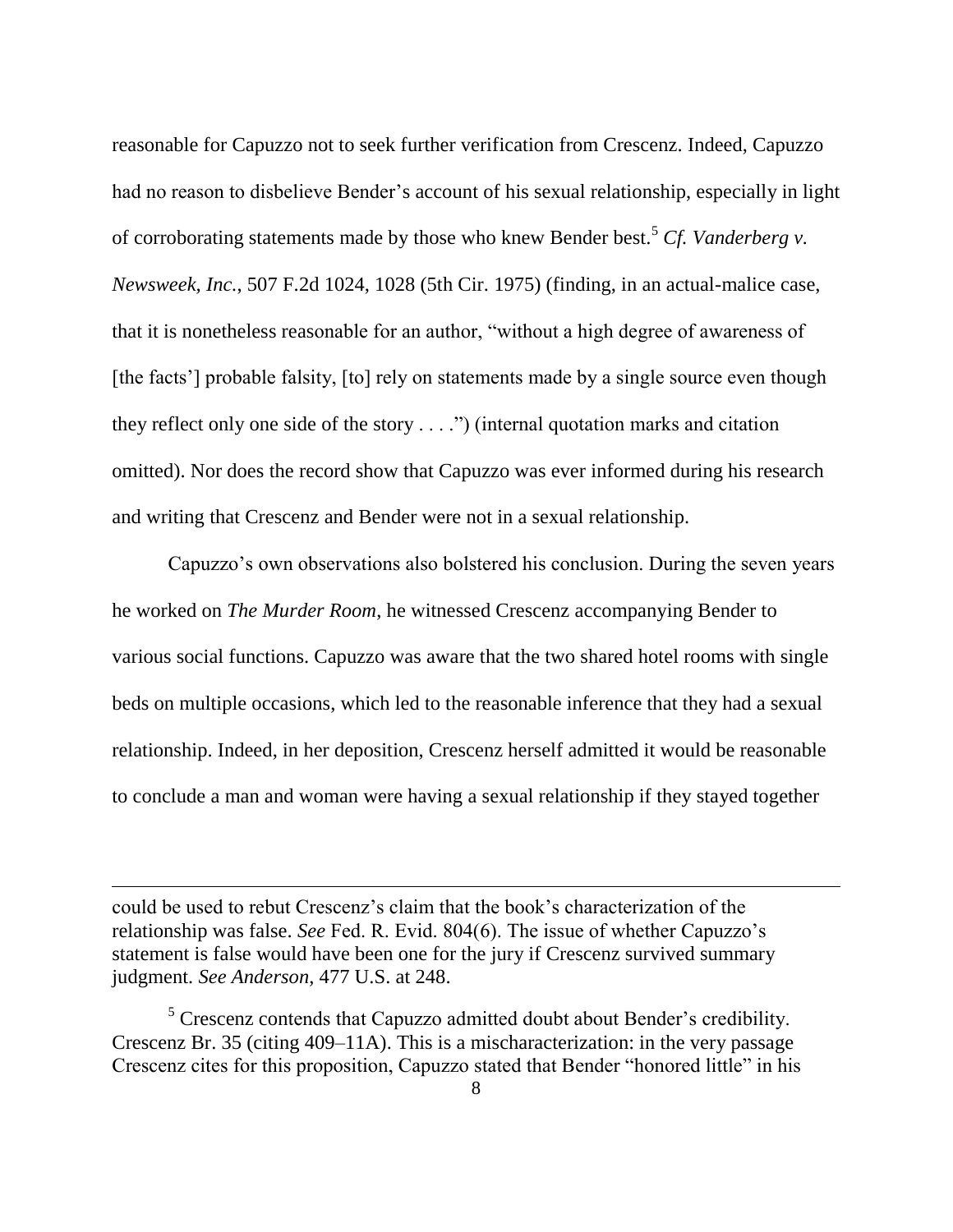reasonable for Capuzzo not to seek further verification from Crescenz. Indeed, Capuzzo had no reason to disbelieve Bender's account of his sexual relationship, especially in light of corroborating statements made by those who knew Bender best.[5] *Cf. Vanderberg v. Newsweek, Inc.*, 507 F.2d 1024, 1028 (5th Cir. 1975) (finding, in an actual-malice case, that it is nonetheless reasonable for an author, "without a high degree of awareness of [the facts'] probable falsity, [to] rely on statements made by a single source even though they reflect only one side of the story . . . .") (internal quotation marks and citation omitted). Nor does the record show that Capuzzo was ever informed during his research and writing that Crescenz and Bender were not in a sexual relationship.

Capuzzo's own observations also bolstered his conclusion. During the seven years he worked on *The Murder Room*, he witnessed Crescenz accompanying Bender to various social functions. Capuzzo was aware that the two shared hotel rooms with single beds on multiple occasions, which led to the reasonable inference that they had a sexual relationship. Indeed, in her deposition, Crescenz herself admitted it would be reasonable to conclude a man and woman were having a sexual relationship if they stayed together

---

could be used to rebut Crescenz's claim that the book's characterization of the relationship was false. *See* Fed. R. Evid. 804(6). The issue of whether Capuzzo's statement is false would have been one for the jury if Crescenz survived summary judgment. *See Anderson*, 477 U.S. at 248.

[5] Crescenz contends that Capuzzo admitted doubt about Bender's credibility. Crescenz Br. 35 (citing 409–11A). This is a mischaracterization: in the very passage Crescenz cites for this proposition, Capuzzo stated that Bender "honored little" in his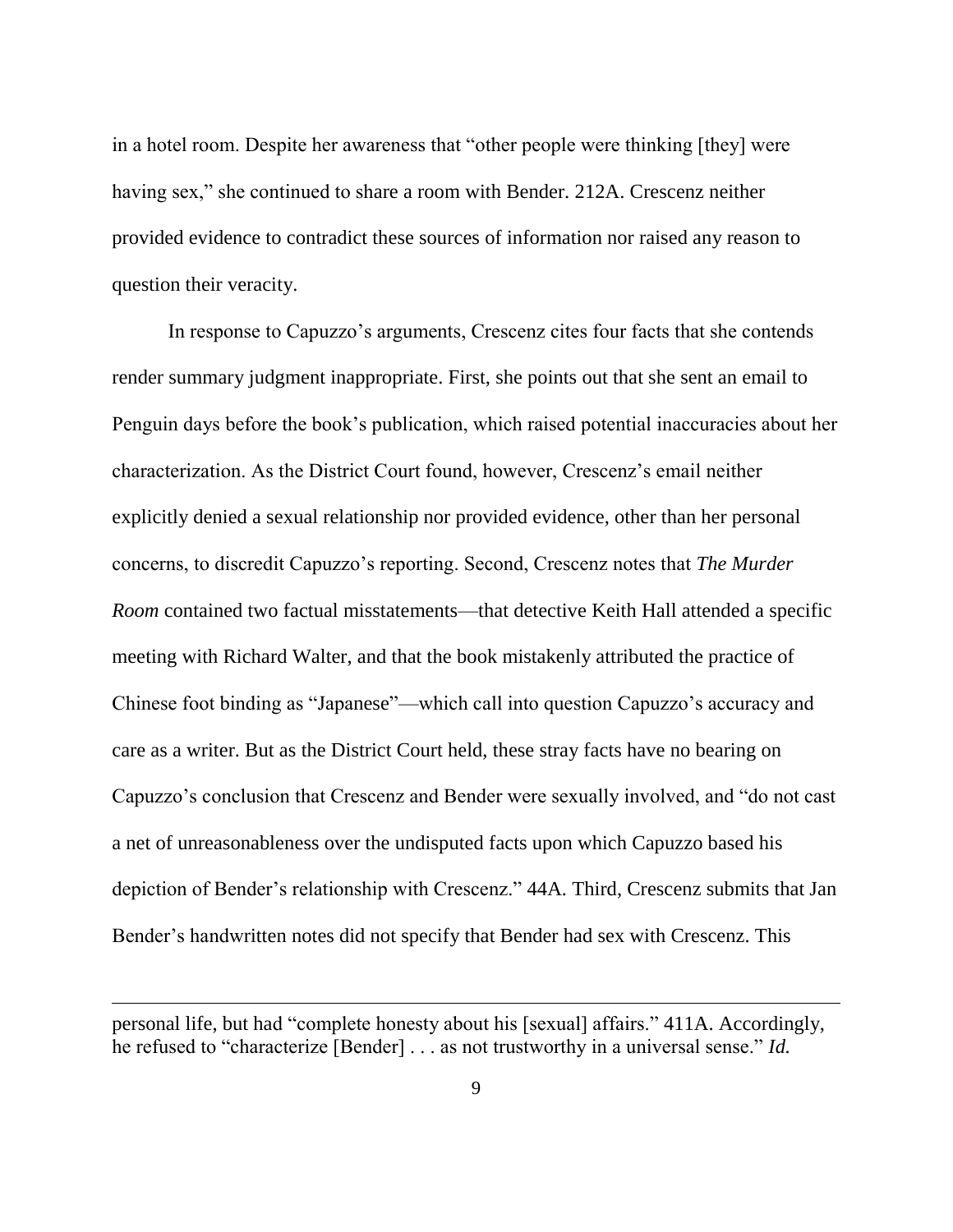in a hotel room. Despite her awareness that "other people were thinking [they] were having sex," she continued to share a room with Bender. 212A. Crescenz neither provided evidence to contradict these sources of information nor raised any reason to question their veracity.

In response to Capuzzo's arguments, Crescenz cites four facts that she contends render summary judgment inappropriate. First, she points out that she sent an email to Penguin days before the book's publication, which raised potential inaccuracies about her characterization. As the District Court found, however, Crescenz's email neither explicitly denied a sexual relationship nor provided evidence, other than her personal concerns, to discredit Capuzzo's reporting. Second, Crescenz notes that *The Murder Room* contained two factual misstatements—that detective Keith Hall attended a specific meeting with Richard Walter, and that the book mistakenly attributed the practice of Chinese foot binding as "Japanese"—which call into question Capuzzo's accuracy and care as a writer. But as the District Court held, these stray facts have no bearing on Capuzzo's conclusion that Crescenz and Bender were sexually involved, and "do not cast a net of unreasonableness over the undisputed facts upon which Capuzzo based his depiction of Bender's relationship with Crescenz." 44A. Third, Crescenz submits that Jan Bender's handwritten notes did not specify that Bender had sex with Crescenz. This

---

personal life, but had "complete honesty about his [sexual] affairs." 411A. Accordingly, he refused to "characterize [Bender] . . . as not trustworthy in a universal sense." *Id.*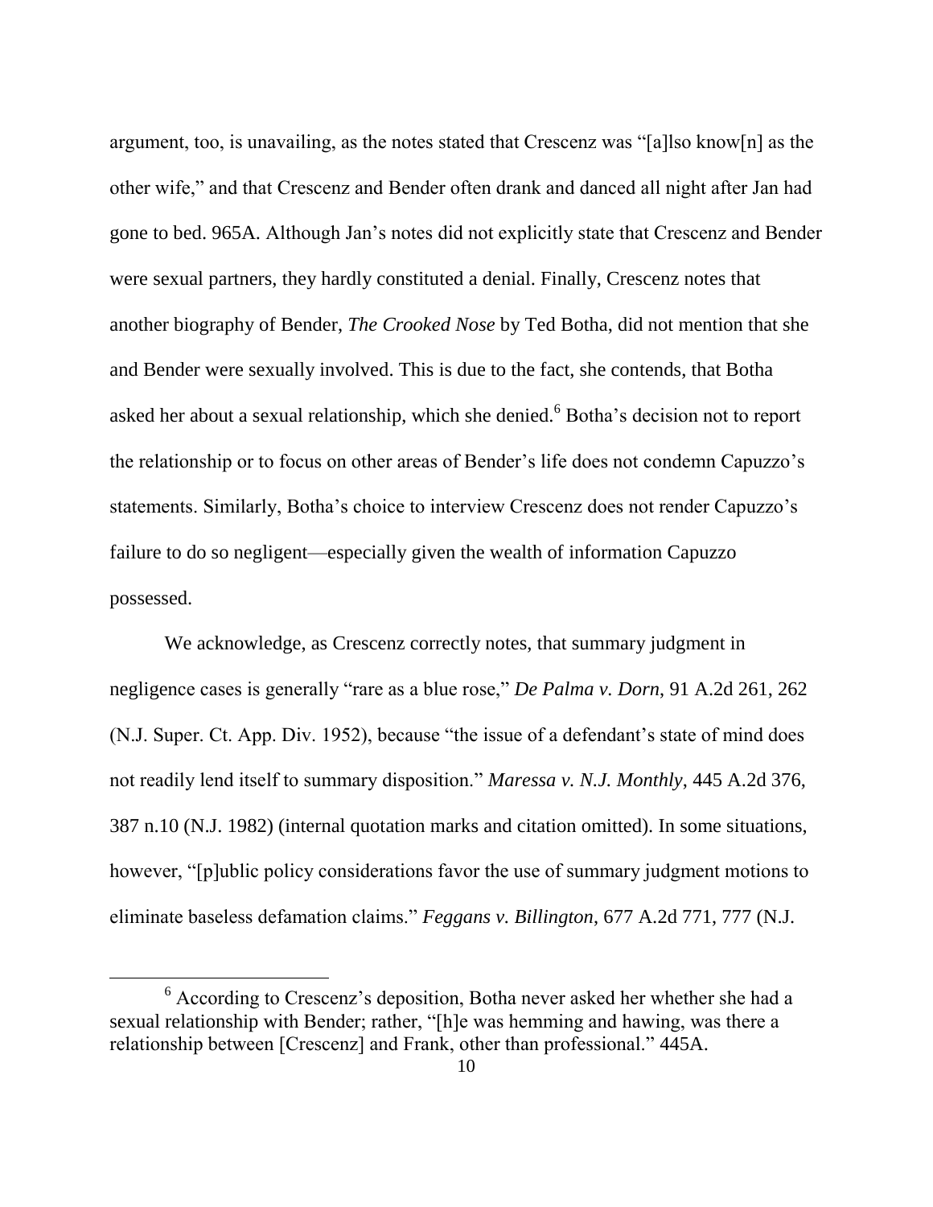argument, too, is unavailing, as the notes stated that Crescenz was "[a]lso know[n] as the other wife," and that Crescenz and Bender often drank and danced all night after Jan had gone to bed. 965A. Although Jan's notes did not explicitly state that Crescenz and Bender were sexual partners, they hardly constituted a denial. Finally, Crescenz notes that another biography of Bender, *The Crooked Nose* by Ted Botha, did not mention that she and Bender were sexually involved. This is due to the fact, she contends, that Botha asked her about a sexual relationship, which she denied.[6] Botha's decision not to report the relationship or to focus on other areas of Bender's life does not condemn Capuzzo's statements. Similarly, Botha's choice to interview Crescenz does not render Capuzzo's failure to do so negligent—especially given the wealth of information Capuzzo possessed.

We acknowledge, as Crescenz correctly notes, that summary judgment in negligence cases is generally "rare as a blue rose," *De Palma v. Dorn*, 91 A.2d 261, 262 (N.J. Super. Ct. App. Div. 1952), because "the issue of a defendant's state of mind does not readily lend itself to summary disposition." *Maressa v. N.J. Monthly*, 445 A.2d 376, 387 n.10 (N.J. 1982) (internal quotation marks and citation omitted). In some situations, however, "[p]ublic policy considerations favor the use of summary judgment motions to eliminate baseless defamation claims." *Feggans v. Billington*, 677 A.2d 771, 777 (N.J.

[6] According to Crescenz's deposition, Botha never asked her whether she had a sexual relationship with Bender; rather, "[h]e was hemming and hawing, was there a relationship between [Crescenz] and Frank, other than professional." 445A.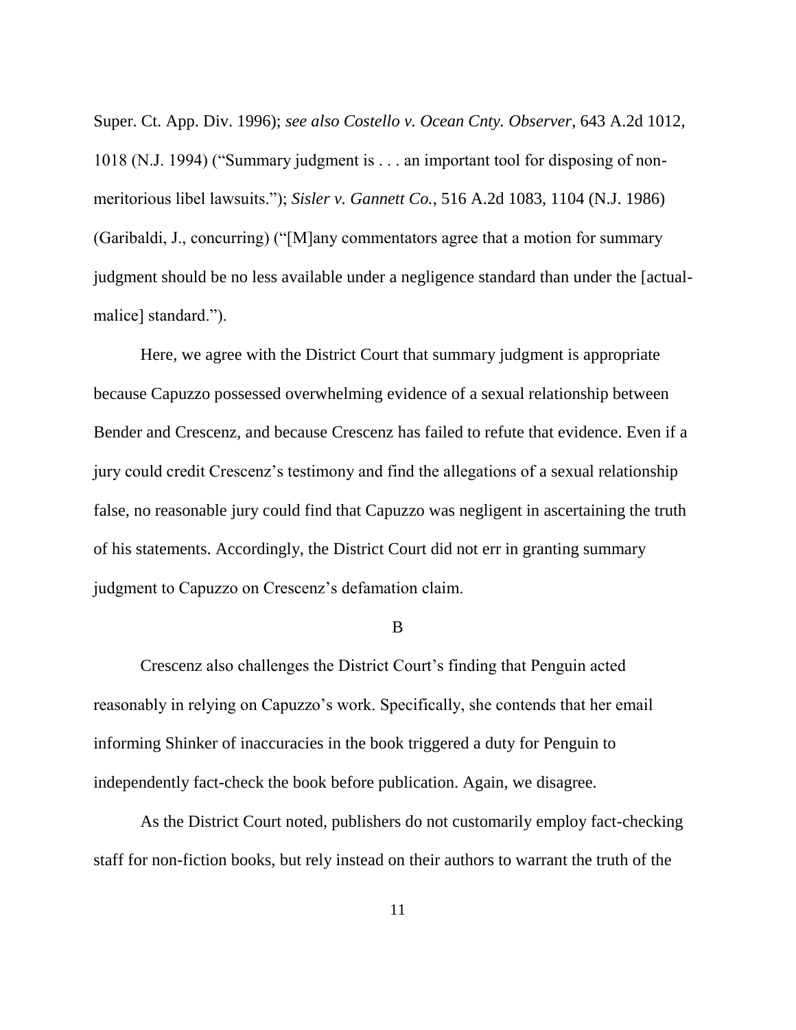Super. Ct. App. Div. 1996); *see also Costello v. Ocean Cnty. Observer*, 643 A.2d 1012, 1018 (N.J. 1994) ("Summary judgment is . . . an important tool for disposing of non-meritorious libel lawsuits."); *Sisler v. Gannett Co.*, 516 A.2d 1083, 1104 (N.J. 1986) (Garibaldi, J., concurring) ("[M]any commentators agree that a motion for summary judgment should be no less available under a negligence standard than under the [actual-malice] standard.").

Here, we agree with the District Court that summary judgment is appropriate because Capuzzo possessed overwhelming evidence of a sexual relationship between Bender and Crescenz, and because Crescenz has failed to refute that evidence. Even if a jury could credit Crescenz's testimony and find the allegations of a sexual relationship false, no reasonable jury could find that Capuzzo was negligent in ascertaining the truth of his statements. Accordingly, the District Court did not err in granting summary judgment to Capuzzo on Crescenz's defamation claim.

B

Crescenz also challenges the District Court's finding that Penguin acted reasonably in relying on Capuzzo's work. Specifically, she contends that her email informing Shinker of inaccuracies in the book triggered a duty for Penguin to independently fact-check the book before publication. Again, we disagree.

As the District Court noted, publishers do not customarily employ fact-checking staff for non-fiction books, but rely instead on their authors to warrant the truth of the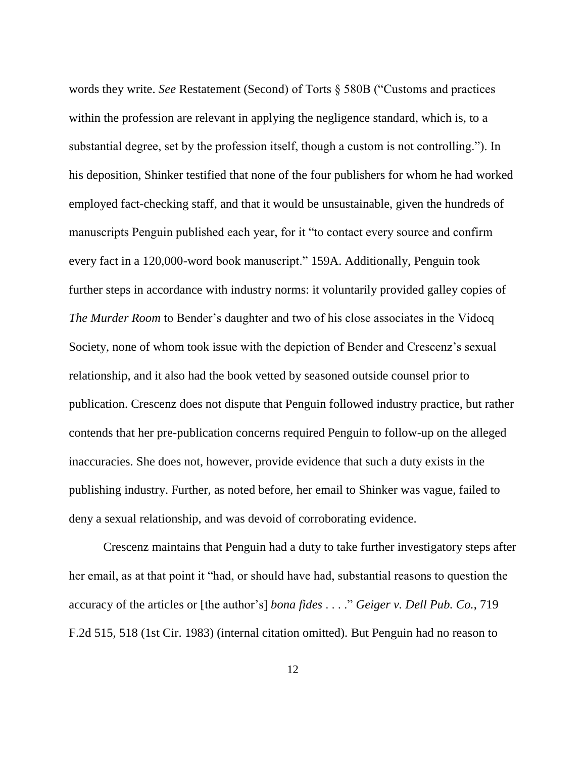words they write. *See* Restatement (Second) of Torts § 580B ("Customs and practices within the profession are relevant in applying the negligence standard, which is, to a substantial degree, set by the profession itself, though a custom is not controlling."). In his deposition, Shinker testified that none of the four publishers for whom he had worked employed fact-checking staff, and that it would be unsustainable, given the hundreds of manuscripts Penguin published each year, for it "to contact every source and confirm every fact in a 120,000-word book manuscript." 159A. Additionally, Penguin took further steps in accordance with industry norms: it voluntarily provided galley copies of *The Murder Room* to Bender's daughter and two of his close associates in the Vidocq Society, none of whom took issue with the depiction of Bender and Crescenz's sexual relationship, and it also had the book vetted by seasoned outside counsel prior to publication. Crescenz does not dispute that Penguin followed industry practice, but rather contends that her pre-publication concerns required Penguin to follow-up on the alleged inaccuracies. She does not, however, provide evidence that such a duty exists in the publishing industry. Further, as noted before, her email to Shinker was vague, failed to deny a sexual relationship, and was devoid of corroborating evidence.

Crescenz maintains that Penguin had a duty to take further investigatory steps after her email, as at that point it "had, or should have had, substantial reasons to question the accuracy of the articles or [the author's] *bona fides* . . . ." *Geiger v. Dell Pub. Co.*, 719 F.2d 515, 518 (1st Cir. 1983) (internal citation omitted). But Penguin had no reason to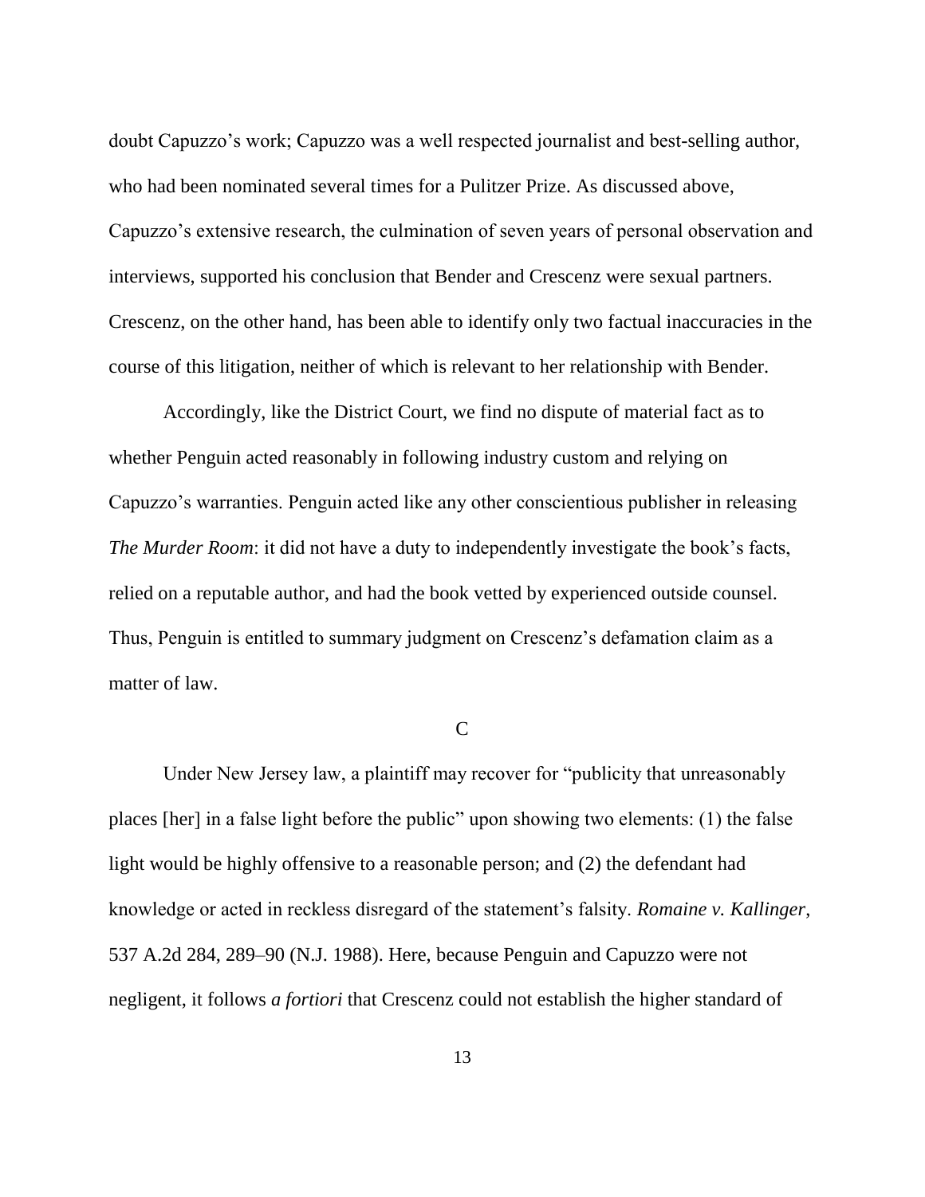doubt Capuzzo's work; Capuzzo was a well respected journalist and best-selling author, who had been nominated several times for a Pulitzer Prize. As discussed above, Capuzzo's extensive research, the culmination of seven years of personal observation and interviews, supported his conclusion that Bender and Crescenz were sexual partners. Crescenz, on the other hand, has been able to identify only two factual inaccuracies in the course of this litigation, neither of which is relevant to her relationship with Bender.

Accordingly, like the District Court, we find no dispute of material fact as to whether Penguin acted reasonably in following industry custom and relying on Capuzzo's warranties. Penguin acted like any other conscientious publisher in releasing *The Murder Room*: it did not have a duty to independently investigate the book's facts, relied on a reputable author, and had the book vetted by experienced outside counsel. Thus, Penguin is entitled to summary judgment on Crescenz's defamation claim as a matter of law.

C

Under New Jersey law, a plaintiff may recover for "publicity that unreasonably places [her] in a false light before the public" upon showing two elements: (1) the false light would be highly offensive to a reasonable person; and (2) the defendant had knowledge or acted in reckless disregard of the statement's falsity. *Romaine v. Kallinger*, 537 A.2d 284, 289–90 (N.J. 1988). Here, because Penguin and Capuzzo were not negligent, it follows *a fortiori* that Crescenz could not establish the higher standard of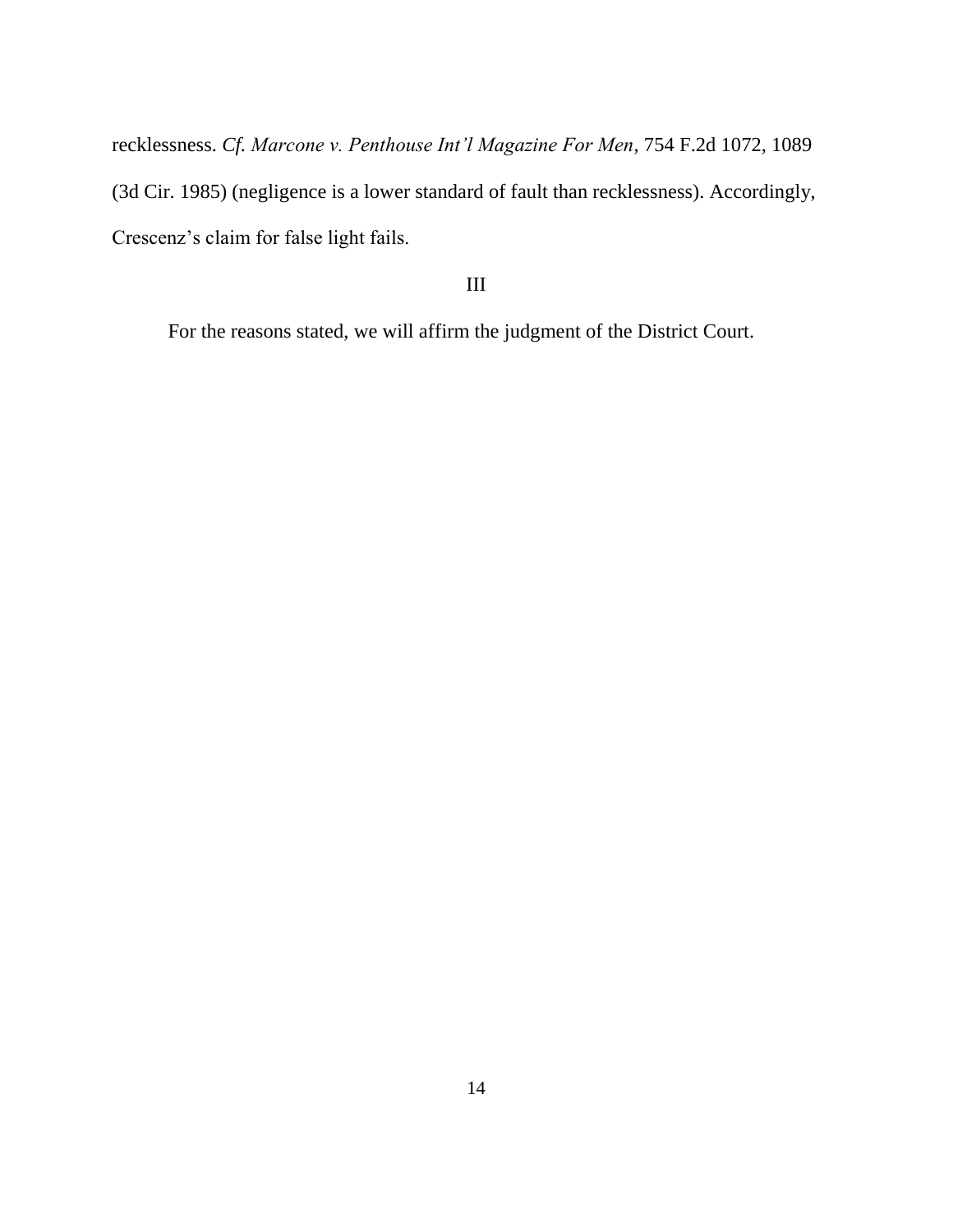recklessness. *Cf. Marcone v. Penthouse Int'l Magazine For Men*, 754 F.2d 1072, 1089 (3d Cir. 1985) (negligence is a lower standard of fault than recklessness). Accordingly, Crescenz's claim for false light fails.

## III

For the reasons stated, we will affirm the judgment of the District Court.